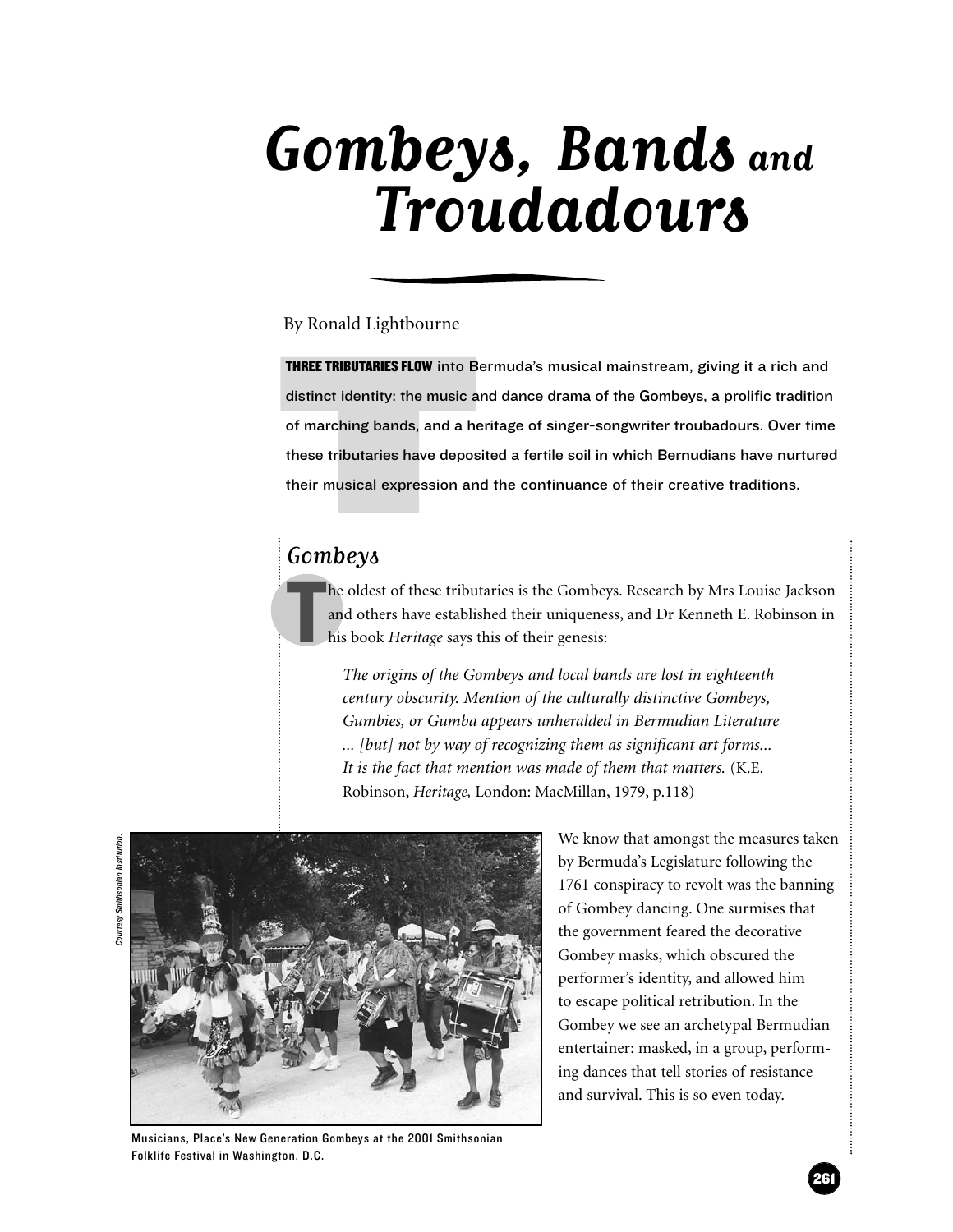# Gombeys, Bands and Troudadours

By Ronald Lightbourne

**THREE TRIBUTARIES FLOW** into Bermuda's musical mainstream, giving it a rich and distinct identity: the music and dance drama of the Gombeys, a prolific tradition of marching bands, and a heritage of singer-songwriter troubadours. Over time these tributaries have deposited a fertile soil in which Bernudians have nurtured their musical expression and the continuance of their creative traditions.

## Gombeys

The oldest of these tributaries is the Gombeys. Research by Mrs Louise Jackson and others have established their uniqueness, and Dr Kenneth E. Robinson in his book *Heritage* says this of their genesis:

> *The origins of the Gombeys and local bands are lost in eighteenth century obscurity. Mention of the culturally distinctive Gombeys, Gumbies, or Gumba appears unheralded in Bermudian Literature ... [but] not by way of recognizing them as significant art forms... It is the fact that mention was made of them that matters.* (K.E. Robinson, *Heritage,* London: MacMillan, 1979, p.118)

Courtesy Smithsonian Institution.

Musicians, Place's New Generation Gombeys at the 2001 Smithsonian Folklife Festival in Washington, D.C.

We know that amongst the measures taken by Bermuda's Legislature following the 1761 conspiracy to revolt was the banning of Gombey dancing. One surmises that the government feared the decorative Gombey masks, which obscured the performer's identity, and allowed him to escape political retribution. In the Gombey we see an archetypal Bermudian entertainer: masked, in a group, performing dances that tell stories of resistance and survival. This is so even today.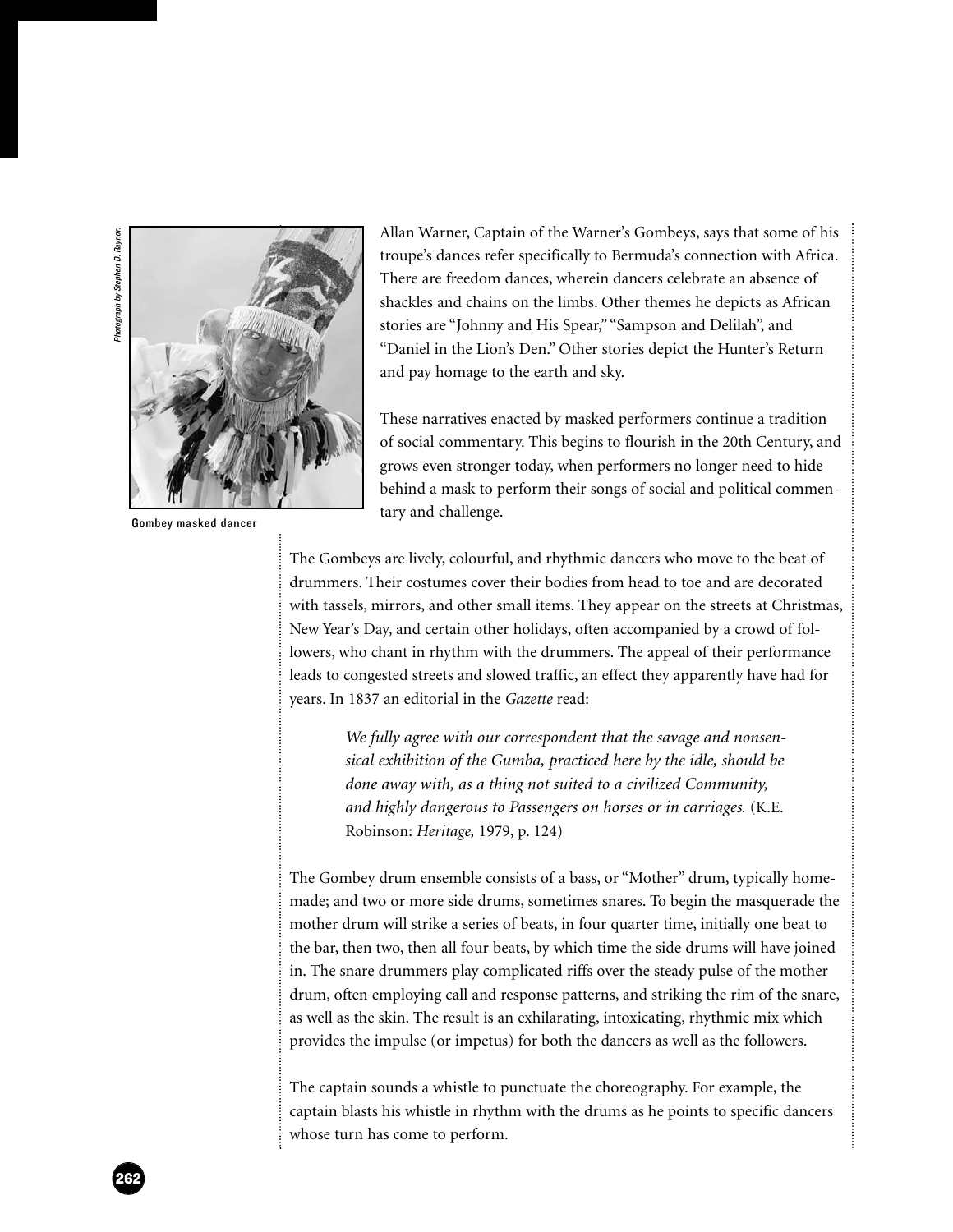Gombey masked dancer

Photograph by Stephen D. Raynor.

Allan Warner, Captain of the Warner's Gombeys, says that some of his troupe's dances refer specifically to Bermuda's connection with Africa. There are freedom dances, wherein dancers celebrate an absence of shackles and chains on the limbs. Other themes he depicts as African stories are "Johnny and His Spear," "Sampson and Delilah", and "Daniel in the Lion's Den." Other stories depict the Hunter's Return and pay homage to the earth and sky.

These narratives enacted by masked performers continue a tradition of social commentary. This begins to flourish in the 20th Century, and grows even stronger today, when performers no longer need to hide behind a mask to perform their songs of social and political commentary and challenge.

The Gombeys are lively, colourful, and rhythmic dancers who move to the beat of drummers. Their costumes cover their bodies from head to toe and are decorated with tassels, mirrors, and other small items. They appear on the streets at Christmas, New Year's Day, and certain other holidays, often accompanied by a crowd of followers, who chant in rhythm with the drummers. The appeal of their performance leads to congested streets and slowed traffic, an effect they apparently have had for years. In 1837 an editorial in the *Gazette* read:

> *We fully agree with our correspondent that the savage and nonsensical exhibition of the Gumba, practiced here by the idle, should be done away with, as a thing not suited to a civilized Community, and highly dangerous to Passengers on horses or in carriages.* (K.E. Robinson: *Heritage,* 1979, p. 124)

The Gombey drum ensemble consists of a bass, or "Mother" drum, typically homemade; and two or more side drums, sometimes snares. To begin the masquerade the mother drum will strike a series of beats, in four quarter time, initially one beat to the bar, then two, then all four beats, by which time the side drums will have joined in. The snare drummers play complicated riffs over the steady pulse of the mother drum, often employing call and response patterns, and striking the rim of the snare, as well as the skin. The result is an exhilarating, intoxicating, rhythmic mix which provides the impulse (or impetus) for both the dancers as well as the followers.

The captain sounds a whistle to punctuate the choreography. For example, the captain blasts his whistle in rhythm with the drums as he points to specific dancers whose turn has come to perform.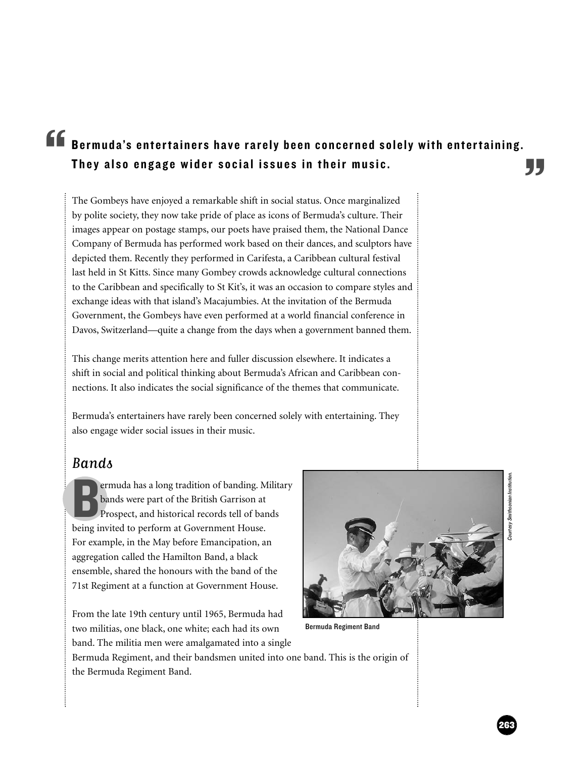> **Bermuda's entertainers have rarely been concerned solely with entertaining. They also engage wider social issues in their music.**

The Gombeys have enjoyed a remarkable shift in social status. Once marginalized by polite society, they now take pride of place as icons of Bermuda's culture. Their images appear on postage stamps, our poets have praised them, the National Dance Company of Bermuda has performed work based on their dances, and sculptors have depicted them. Recently they performed in Carifesta, a Caribbean cultural festival last held in St Kitts. Since many Gombey crowds acknowledge cultural connections to the Caribbean and specifically to St Kit's, it was an occasion to compare styles and exchange ideas with that island's Macajumbies. At the invitation of the Bermuda Government, the Gombeys have even performed at a world financial conference in Davos, Switzerland—quite a change from the days when a government banned them.

This change merits attention here and fuller discussion elsewhere. It indicates a shift in social and political thinking about Bermuda's African and Caribbean connections. It also indicates the social significance of the themes that communicate.

Bermuda's entertainers have rarely been concerned solely with entertaining. They also engage wider social issues in their music.

## Bands

Bermuda has a long tradition of banding. Military bands were part of the British Garrison at Prospect, and historical records tell of bands being invited to perform at Government House. For example, in the May before Emancipation, an aggregation called the Hamilton Band, a black ensemble, shared the honours with the band of the 71st Regiment at a function at Government House.

Bermuda Regiment Band

Courtesy Smithsonian Institution.

From the late 19th century until 1965, Bermuda had two militias, one black, one white; each had its own band. The militia men were amalgamated into a single Bermuda Regiment, and their bandsmen united into one band. This is the origin of the Bermuda Regiment Band.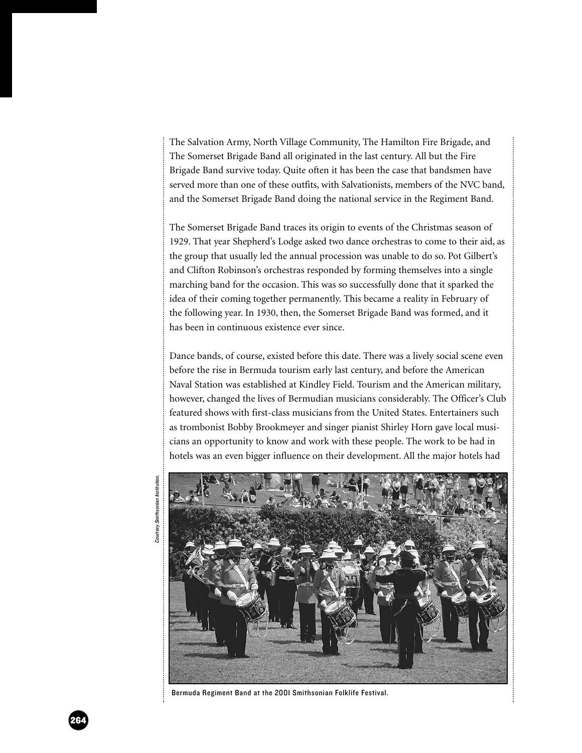The Salvation Army, North Village Community, The Hamilton Fire Brigade, and The Somerset Brigade Band all originated in the last century. All but the Fire Brigade Band survive today. Quite often it has been the case that bandsmen have served more than one of these outfits, with Salvationists, members of the NVC band, and the Somerset Brigade Band doing the national service in the Regiment Band.

The Somerset Brigade Band traces its origin to events of the Christmas season of 1929. That year Shepherd's Lodge asked two dance orchestras to come to their aid, as the group that usually led the annual procession was unable to do so. Pot Gilbert's and Clifton Robinson's orchestras responded by forming themselves into a single marching band for the occasion. This was so successfully done that it sparked the idea of their coming together permanently. This became a reality in February of the following year. In 1930, then, the Somerset Brigade Band was formed, and it has been in continuous existence ever since.

Dance bands, of course, existed before this date. There was a lively social scene even before the rise in Bermuda tourism early last century, and before the American Naval Station was established at Kindley Field. Tourism and the American military, however, changed the lives of Bermudian musicians considerably. The Officer's Club featured shows with first-class musicians from the United States. Entertainers such as trombonist Bobby Brookmeyer and singer pianist Shirley Horn gave local musicians an opportunity to know and work with these people. The work to be had in hotels was an even bigger influence on their development. All the major hotels had

*Courtesy Smithsonian Institution.*

Bermuda Regiment Band at the 2001 Smithsonian Folklife Festival.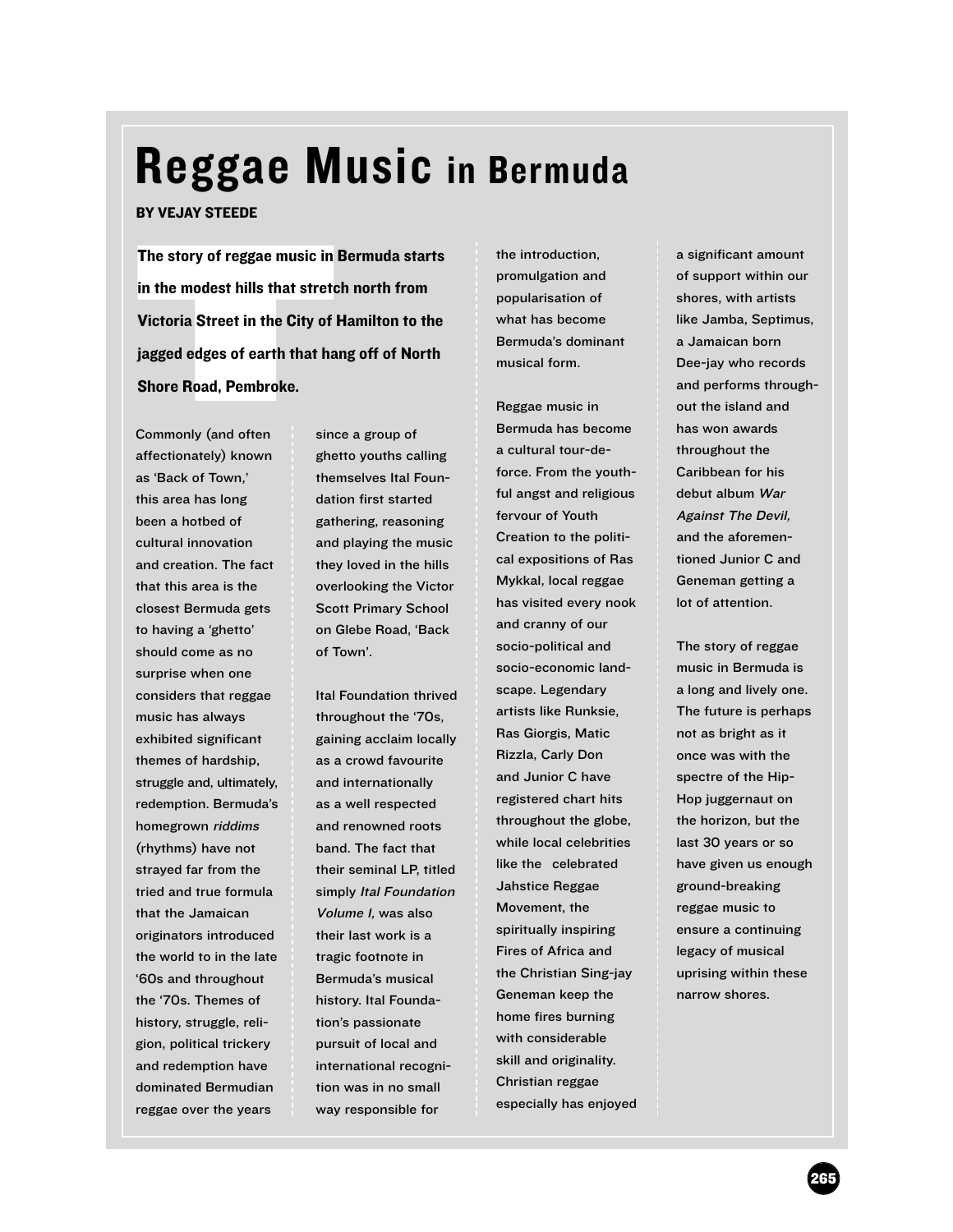# Reggae Music in Bermuda

**BY VEJAY STEEDE**

**The story of reggae music in Bermuda starts in the modest hills that stretch north from Victoria Street in the City of Hamilton to the jagged edges of earth that hang off of North Shore Road, Pembroke.**

Commonly (and often affectionately) known as 'Back of Town,' this area has long been a hotbed of cultural innovation and creation. The fact that this area is the closest Bermuda gets to having a 'ghetto' should come as no surprise when one considers that reggae music has always exhibited significant themes of hardship, struggle and, ultimately, redemption. Bermuda's homegrown *riddims* (rhythms) have not strayed far from the tried and true formula that the Jamaican originators introduced the world to in the late '60s and throughout the '70s. Themes of history, struggle, religion, political trickery and redemption have dominated Bermudian reggae over the years since a group of ghetto youths calling themselves Ital Foundation first started gathering, reasoning and playing the music they loved in the hills overlooking the Victor Scott Primary School on Glebe Road, 'Back of Town'.

Ital Foundation thrived throughout the '70s, gaining acclaim locally as a crowd favourite and internationally as a well respected and renowned roots band. The fact that their seminal LP, titled simply *Ital Foundation Volume I,* was also their last work is a tragic footnote in Bermuda's musical history. Ital Foundation's passionate pursuit of local and international recognition was in no small way responsible for the introduction, promulgation and popularisation of what has become Bermuda's dominant musical form.

Reggae music in Bermuda has become a cultural tour-de-force. From the youthful angst and religious fervour of Youth Creation to the political expositions of Ras Mykkal, local reggae has visited every nook and cranny of our socio-political and socio-economic landscape. Legendary artists like Runksie, Ras Giorgis, Matic Rizzla, Carly Don and Junior C have registered chart hits throughout the globe, while local celebrities like the celebrated Jahstice Reggae Movement, the spiritually inspiring Fires of Africa and the Christian Sing-jay Geneman keep the home fires burning with considerable skill and originality. Christian reggae especially has enjoyed a significant amount of support within our shores, with artists like Jamba, Septimus, a Jamaican born Dee-jay who records and performs throughout the island and has won awards throughout the Caribbean for his debut album *War Against The Devil,* and the aforementioned Junior C and Geneman getting a lot of attention.

The story of reggae music in Bermuda is a long and lively one. The future is perhaps not as bright as it once was with the spectre of the Hip-Hop juggernaut on the horizon, but the last 30 years or so have given us enough ground-breaking reggae music to ensure a continuing legacy of musical uprising within these narrow shores.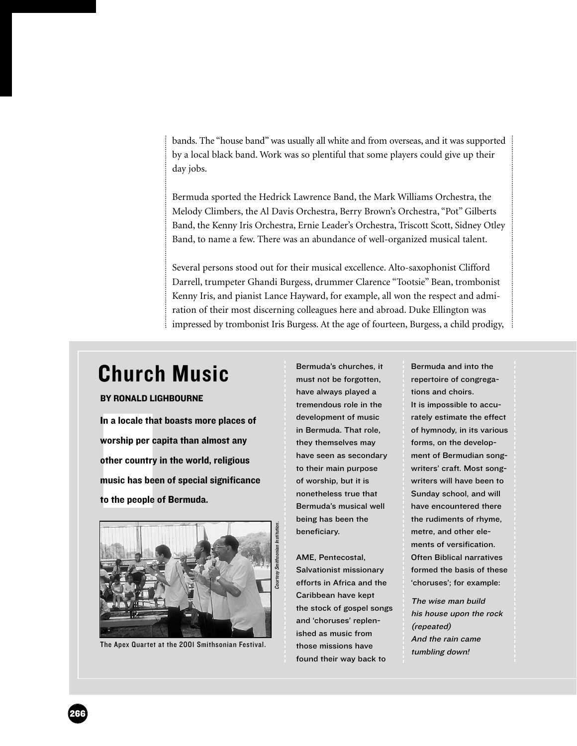bands. The "house band" was usually all white and from overseas, and it was supported by a local black band. Work was so plentiful that some players could give up their day jobs.

Bermuda sported the Hedrick Lawrence Band, the Mark Williams Orchestra, the Melody Climbers, the Al Davis Orchestra, Berry Brown's Orchestra, "Pot" Gilberts Band, the Kenny Iris Orchestra, Ernie Leader's Orchestra, Triscott Scott, Sidney Otley Band, to name a few. There was an abundance of well-organized musical talent.

Several persons stood out for their musical excellence. Alto-saxophonist Clifford Darrell, trumpeter Ghandi Burgess, drummer Clarence "Tootsie" Bean, trombonist Kenny Iris, and pianist Lance Hayward, for example, all won the respect and admiration of their most discerning colleagues here and abroad. Duke Ellington was impressed by trombonist Iris Burgess. At the age of fourteen, Burgess, a child prodigy,

## Church Music

**BY RONALD LIGHBOURNE**

**In a locale that boasts more places of worship per capita than almost any other country in the world, religious music has been of special significance to the people of Bermuda.**

Courtesy Smithsonian Institution.

The Apex Quartet at the 2001 Smithsonian Festival.

Bermuda's churches, it must not be forgotten, have always played a tremendous role in the development of music in Bermuda. That role, they themselves may have seen as secondary to their main purpose of worship, but it is nonetheless true that Bermuda's musical well being has been the beneficiary.

AME, Pentecostal, Salvationist missionary efforts in Africa and the Caribbean have kept the stock of gospel songs and 'choruses' replenished as music from those missions have found their way back to Bermuda and into the repertoire of congregations and choirs.

It is impossible to accurately estimate the effect of hymnody, in its various forms, on the development of Bermudian songwriters' craft. Most songwriters will have been to Sunday school, and will have encountered there the rudiments of rhyme, metre, and other elements of versification. Often Biblical narratives formed the basis of these 'choruses'; for example:

*The wise man build*
*his house upon the rock*
*(repeated)*
*And the rain came*
*tumbling down!*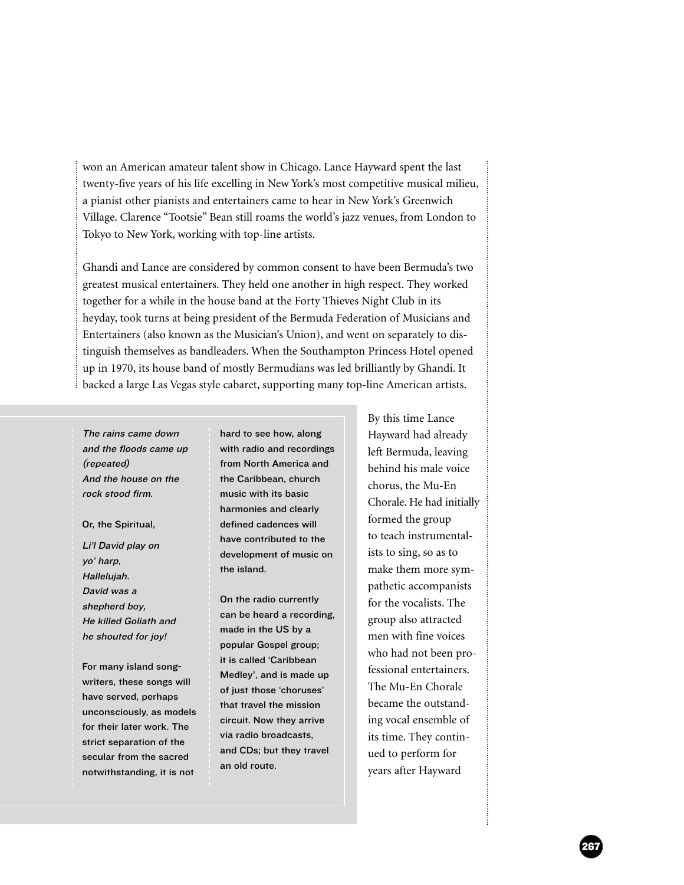won an American amateur talent show in Chicago. Lance Hayward spent the last twenty-five years of his life excelling in New York's most competitive musical milieu, a pianist other pianists and entertainers came to hear in New York's Greenwich Village. Clarence "Tootsie" Bean still roams the world's jazz venues, from London to Tokyo to New York, working with top-line artists.

Ghandi and Lance are considered by common consent to have been Bermuda's two greatest musical entertainers. They held one another in high respect. They worked together for a while in the house band at the Forty Thieves Night Club in its heyday, took turns at being president of the Bermuda Federation of Musicians and Entertainers (also known as the Musician's Union), and went on separately to distinguish themselves as bandleaders. When the Southampton Princess Hotel opened up in 1970, its house band of mostly Bermudians was led brilliantly by Ghandi. It backed a large Las Vegas style cabaret, supporting many top-line American artists.

By this time Lance Hayward had already left Bermuda, leaving behind his male voice chorus, the Mu-En Chorale. He had initially formed the group to teach instrumentalists to sing, so as to make them more sympathetic accompanists for the vocalists. The group also attracted men with fine voices who had not been professional entertainers. The Mu-En Chorale became the outstanding vocal ensemble of its time. They continued to perform for years after Hayward

*The rains came down*
*and the floods came up*
*(repeated)*
*And the house on the*
*rock stood firm.*

Or, the Spiritual,

*Li'l David play on*
*yo' harp,*
*Hallelujah.*
*David was a*
*shepherd boy,*
*He killed Goliath and*
*he shouted for joy!*

For many island songwriters, these songs will have served, perhaps unconsciously, as models for their later work. The strict separation of the secular from the sacred notwithstanding, it is not hard to see how, along with radio and recordings from North America and the Caribbean, church music with its basic harmonies and clearly defined cadences will have contributed to the development of music on the island.

On the radio currently can be heard a recording, made in the US by a popular Gospel group; it is called 'Caribbean Medley', and is made up of just those 'choruses' that travel the mission circuit. Now they arrive via radio broadcasts, and CDs; but they travel an old route.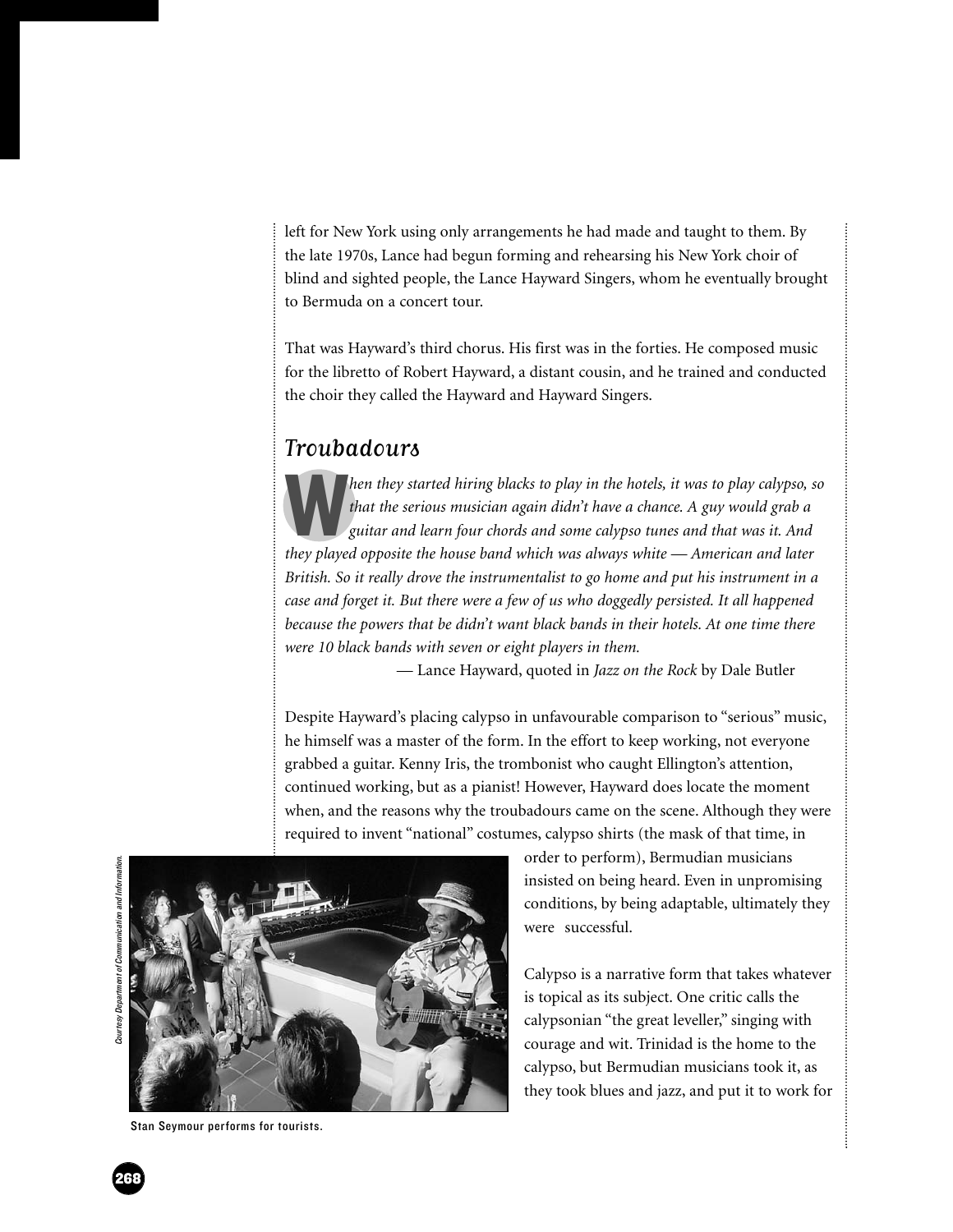left for New York using only arrangements he had made and taught to them. By the late 1970s, Lance had begun forming and rehearsing his New York choir of blind and sighted people, the Lance Hayward Singers, whom he eventually brought to Bermuda on a concert tour.

That was Hayward's third chorus. His first was in the forties. He composed music for the libretto of Robert Hayward, a distant cousin, and he trained and conducted the choir they called the Hayward and Hayward Singers.

## *Troubadours*

*When they started hiring blacks to play in the hotels, it was to play calypso, so that the serious musician again didn't have a chance. A guy would grab a guitar and learn four chords and some calypso tunes and that was it. And they played opposite the house band which was always white — American and later British. So it really drove the instrumentalist to go home and put his instrument in a case and forget it. But there were a few of us who doggedly persisted. It all happened because the powers that be didn't want black bands in their hotels. At one time there were 10 black bands with seven or eight players in them.*

— Lance Hayward, quoted in *Jazz on the Rock* by Dale Butler

Despite Hayward's placing calypso in unfavourable comparison to "serious" music, he himself was a master of the form. In the effort to keep working, not everyone grabbed a guitar. Kenny Iris, the trombonist who caught Ellington's attention, continued working, but as a pianist! However, Hayward does locate the moment when, and the reasons why the troubadours came on the scene. Although they were required to invent "national" costumes, calypso shirts (the mask of that time, in order to perform), Bermudian musicians insisted on being heard. Even in unpromising conditions, by being adaptable, ultimately they were successful.

Courtesy Department of Communication and Information.

Stan Seymour performs for tourists.

Calypso is a narrative form that takes whatever is topical as its subject. One critic calls the calypsonian "the great leveller," singing with courage and wit. Trinidad is the home to the calypso, but Bermudian musicians took it, as they took blues and jazz, and put it to work for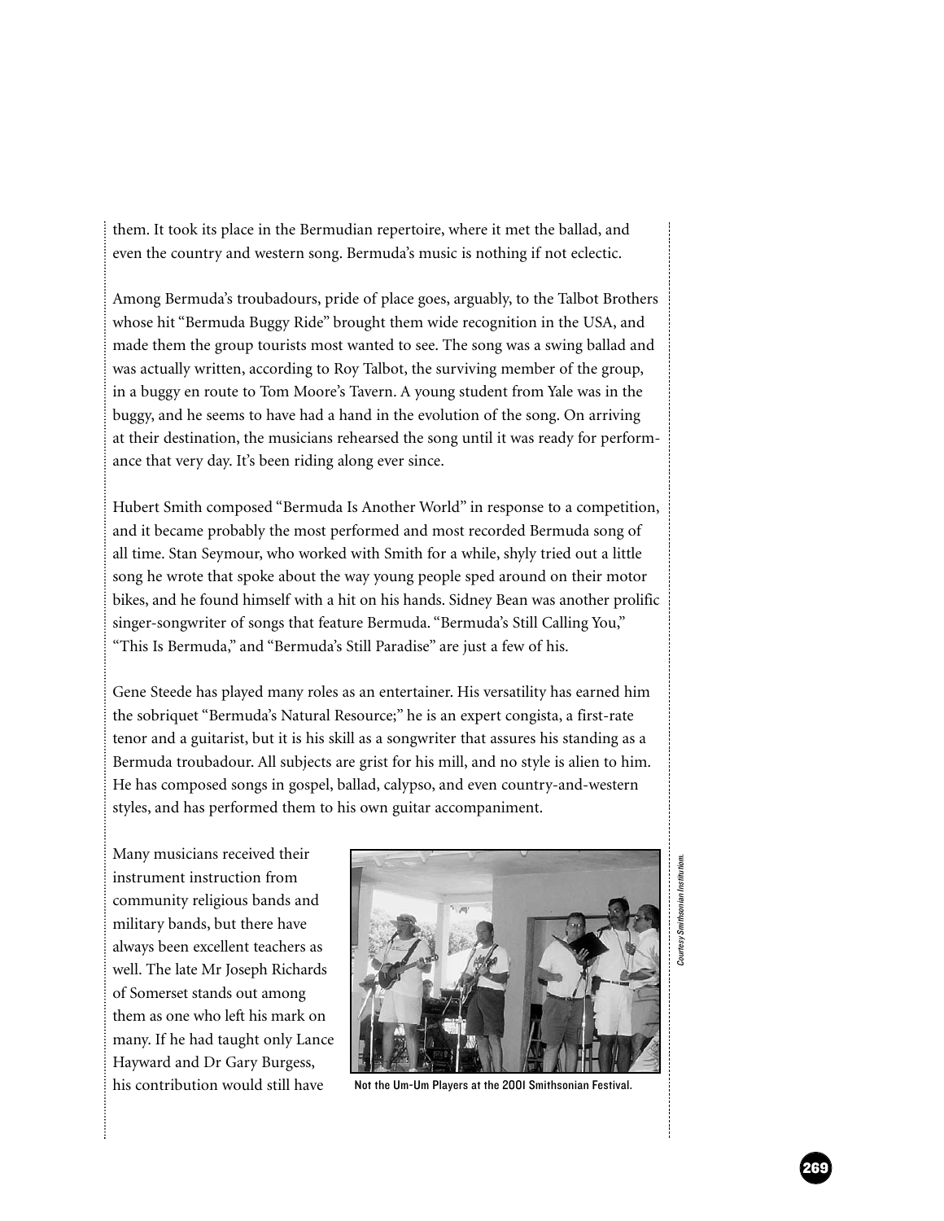them. It took its place in the Bermudian repertoire, where it met the ballad, and even the country and western song. Bermuda's music is nothing if not eclectic.

Among Bermuda's troubadours, pride of place goes, arguably, to the Talbot Brothers whose hit "Bermuda Buggy Ride" brought them wide recognition in the USA, and made them the group tourists most wanted to see. The song was a swing ballad and was actually written, according to Roy Talbot, the surviving member of the group, in a buggy en route to Tom Moore's Tavern. A young student from Yale was in the buggy, and he seems to have had a hand in the evolution of the song. On arriving at their destination, the musicians rehearsed the song until it was ready for performance that very day. It's been riding along ever since.

Hubert Smith composed "Bermuda Is Another World" in response to a competition, and it became probably the most performed and most recorded Bermuda song of all time. Stan Seymour, who worked with Smith for a while, shyly tried out a little song he wrote that spoke about the way young people sped around on their motor bikes, and he found himself with a hit on his hands. Sidney Bean was another prolific singer-songwriter of songs that feature Bermuda. "Bermuda's Still Calling You," "This Is Bermuda," and "Bermuda's Still Paradise" are just a few of his.

Gene Steede has played many roles as an entertainer. His versatility has earned him the sobriquet "Bermuda's Natural Resource;" he is an expert congista, a first-rate tenor and a guitarist, but it is his skill as a songwriter that assures his standing as a Bermuda troubadour. All subjects are grist for his mill, and no style is alien to him. He has composed songs in gospel, ballad, calypso, and even country-and-western styles, and has performed them to his own guitar accompaniment.

Many musicians received their instrument instruction from community religious bands and military bands, but there have always been excellent teachers as well. The late Mr Joseph Richards of Somerset stands out among them as one who left his mark on many. If he had taught only Lance Hayward and Dr Gary Burgess, his contribution would still have

Not the Um-Um Players at the 2001 Smithsonian Festival.

*Courtesy Smithsonian Institution.*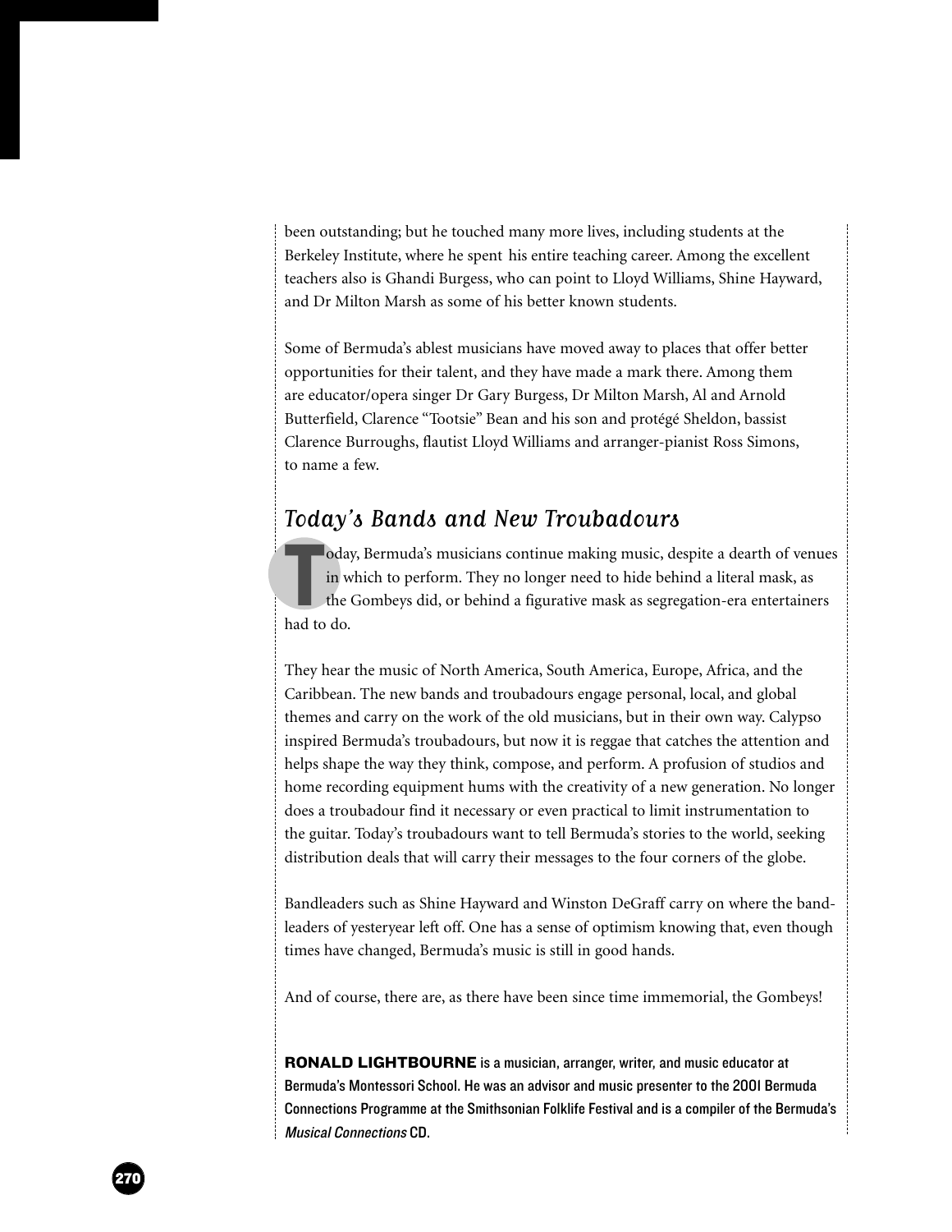been outstanding; but he touched many more lives, including students at the Berkeley Institute, where he spent his entire teaching career. Among the excellent teachers also is Ghandi Burgess, who can point to Lloyd Williams, Shine Hayward, and Dr Milton Marsh as some of his better known students.

Some of Bermuda's ablest musicians have moved away to places that offer better opportunities for their talent, and they have made a mark there. Among them are educator/opera singer Dr Gary Burgess, Dr Milton Marsh, Al and Arnold Butterfield, Clarence "Tootsie" Bean and his son and protégé Sheldon, bassist Clarence Burroughs, flautist Lloyd Williams and arranger-pianist Ross Simons, to name a few.

## *Today's Bands and New Troubadours*

Today, Bermuda's musicians continue making music, despite a dearth of venues in which to perform. They no longer need to hide behind a literal mask, as the Gombeys did, or behind a figurative mask as segregation-era entertainers had to do.

They hear the music of North America, South America, Europe, Africa, and the Caribbean. The new bands and troubadours engage personal, local, and global themes and carry on the work of the old musicians, but in their own way. Calypso inspired Bermuda's troubadours, but now it is reggae that catches the attention and helps shape the way they think, compose, and perform. A profusion of studios and home recording equipment hums with the creativity of a new generation. No longer does a troubadour find it necessary or even practical to limit instrumentation to the guitar. Today's troubadours want to tell Bermuda's stories to the world, seeking distribution deals that will carry their messages to the four corners of the globe.

Bandleaders such as Shine Hayward and Winston DeGraff carry on where the bandleaders of yesteryear left off. One has a sense of optimism knowing that, even though times have changed, Bermuda's music is still in good hands.

And of course, there are, as there have been since time immemorial, the Gombeys!

**RONALD LIGHTBOURNE** is a musician, arranger, writer, and music educator at Bermuda's Montessori School. He was an advisor and music presenter to the 2001 Bermuda Connections Programme at the Smithsonian Folklife Festival and is a compiler of the Bermuda's *Musical Connections* CD.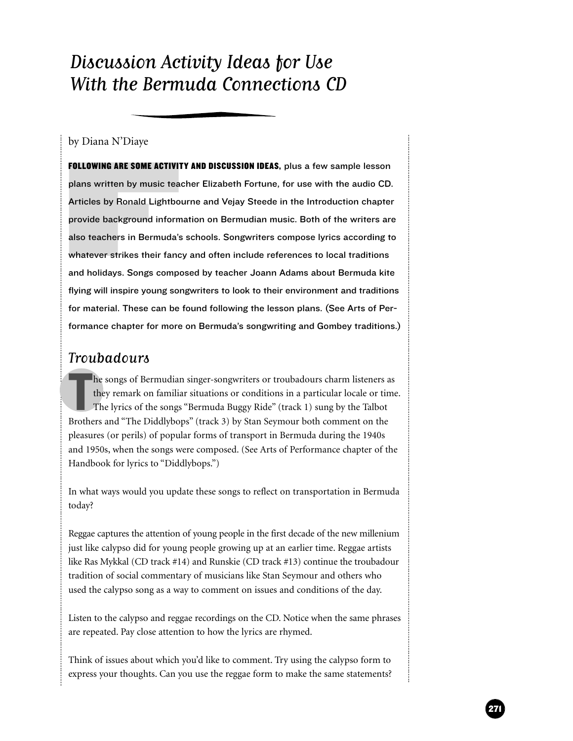# Discussion Activity Ideas for Use With the Bermuda Connections CD

by Diana N'Diaye

**FOLLOWING ARE SOME ACTIVITY AND DISCUSSION IDEAS**, plus a few sample lesson plans written by music teacher Elizabeth Fortune, for use with the audio CD. Articles by Ronald Lightbourne and Vejay Steede in the Introduction chapter provide background information on Bermudian music. Both of the writers are also teachers in Bermuda's schools. Songwriters compose lyrics according to whatever strikes their fancy and often include references to local traditions and holidays. Songs composed by teacher Joann Adams about Bermuda kite flying will inspire young songwriters to look to their environment and traditions for material. These can be found following the lesson plans. (See Arts of Performance chapter for more on Bermuda's songwriting and Gombey traditions.)

## Troubadours

The songs of Bermudian singer-songwriters or troubadours charm listeners as they remark on familiar situations or conditions in a particular locale or time. The lyrics of the songs "Bermuda Buggy Ride" (track 1) sung by the Talbot Brothers and "The Diddlybops" (track 3) by Stan Seymour both comment on the pleasures (or perils) of popular forms of transport in Bermuda during the 1940s and 1950s, when the songs were composed. (See Arts of Performance chapter of the Handbook for lyrics to "Diddlybops.")

In what ways would you update these songs to reflect on transportation in Bermuda today?

Reggae captures the attention of young people in the first decade of the new millenium just like calypso did for young people growing up at an earlier time. Reggae artists like Ras Mykkal (CD track #14) and Runskie (CD track #13) continue the troubadour tradition of social commentary of musicians like Stan Seymour and others who used the calypso song as a way to comment on issues and conditions of the day.

Listen to the calypso and reggae recordings on the CD. Notice when the same phrases are repeated. Pay close attention to how the lyrics are rhymed.

Think of issues about which you'd like to comment. Try using the calypso form to express your thoughts. Can you use the reggae form to make the same statements?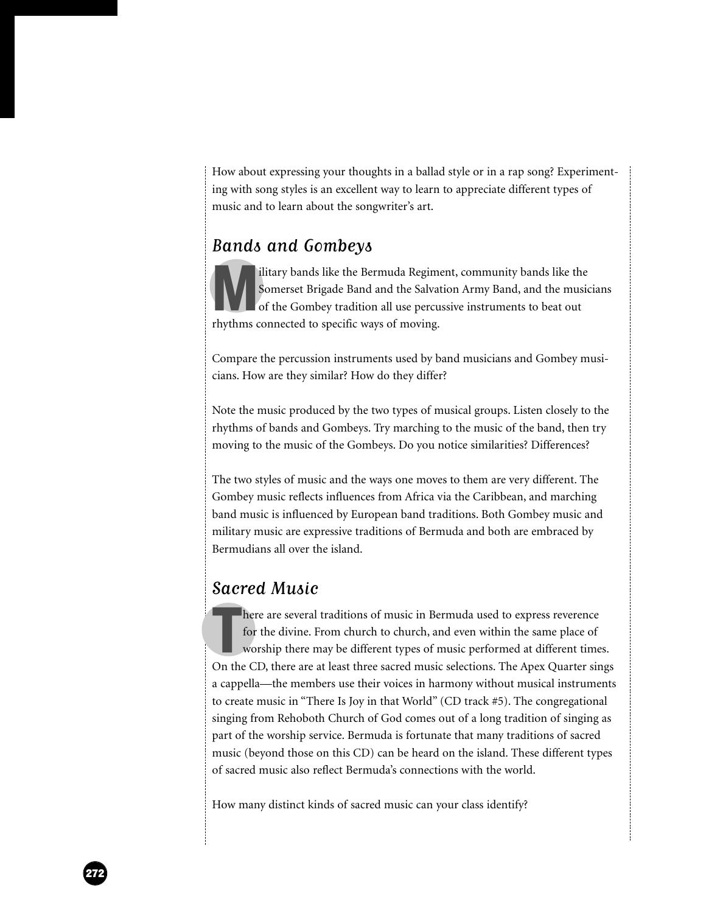How about expressing your thoughts in a ballad style or in a rap song? Experimenting with song styles is an excellent way to learn to appreciate different types of music and to learn about the songwriter's art.

## *Bands and Gombeys*

Military bands like the Bermuda Regiment, community bands like the Somerset Brigade Band and the Salvation Army Band, and the musicians of the Gombey tradition all use percussive instruments to beat out rhythms connected to specific ways of moving.

Compare the percussion instruments used by band musicians and Gombey musicians. How are they similar? How do they differ?

Note the music produced by the two types of musical groups. Listen closely to the rhythms of bands and Gombeys. Try marching to the music of the band, then try moving to the music of the Gombeys. Do you notice similarities? Differences?

The two styles of music and the ways one moves to them are very different. The Gombey music reflects influences from Africa via the Caribbean, and marching band music is influenced by European band traditions. Both Gombey music and military music are expressive traditions of Bermuda and both are embraced by Bermudians all over the island.

## *Sacred Music*

There are several traditions of music in Bermuda used to express reverence for the divine. From church to church, and even within the same place of worship there may be different types of music performed at different times. On the CD, there are at least three sacred music selections. The Apex Quarter sings a cappella—the members use their voices in harmony without musical instruments to create music in "There Is Joy in that World" (CD track #5). The congregational singing from Rehoboth Church of God comes out of a long tradition of singing as part of the worship service. Bermuda is fortunate that many traditions of sacred music (beyond those on this CD) can be heard on the island. These different types of sacred music also reflect Bermuda's connections with the world.

How many distinct kinds of sacred music can your class identify?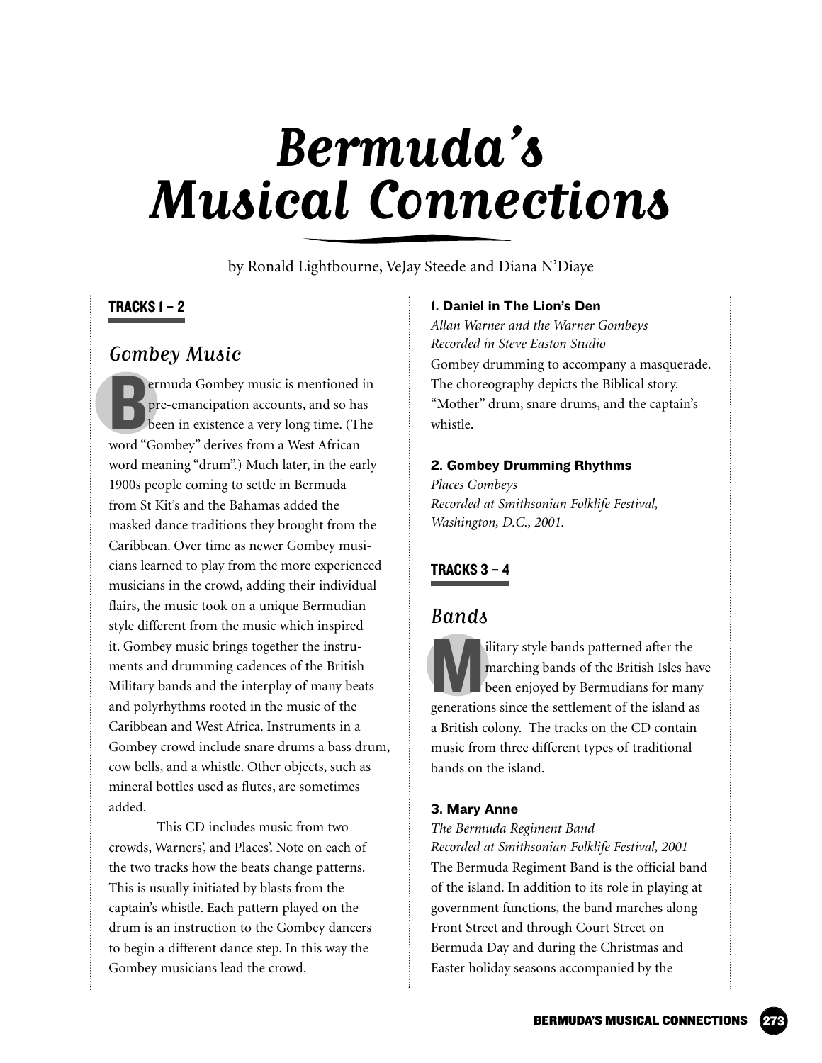# Bermuda's Musical Connections

by Ronald Lightbourne, VeJay Steede and Diana N'Diaye

**TRACKS 1 – 2**

## Gombey Music

Bermuda Gombey music is mentioned in pre-emancipation accounts, and so has been in existence a very long time. (The word "Gombey" derives from a West African word meaning "drum".) Much later, in the early 1900s people coming to settle in Bermuda from St Kit's and the Bahamas added the masked dance traditions they brought from the Caribbean. Over time as newer Gombey musicians learned to play from the more experienced musicians in the crowd, adding their individual flairs, the music took on a unique Bermudian style different from the music which inspired it. Gombey music brings together the instruments and drumming cadences of the British Military bands and the interplay of many beats and polyrhythms rooted in the music of the Caribbean and West Africa. Instruments in a Gombey crowd include snare drums a bass drum, cow bells, and a whistle. Other objects, such as mineral bottles used as flutes, are sometimes added.

This CD includes music from two crowds, Warners', and Places'. Note on each of the two tracks how the beats change patterns. This is usually initiated by blasts from the captain's whistle. Each pattern played on the drum is an instruction to the Gombey dancers to begin a different dance step. In this way the Gombey musicians lead the crowd.

### 1. Daniel in The Lion's Den

*Allan Warner and the Warner Gombeys*
*Recorded in Steve Easton Studio*

Gombey drumming to accompany a masquerade. The choreography depicts the Biblical story. "Mother" drum, snare drums, and the captain's whistle.

### 2. Gombey Drumming Rhythms

*Places Gombeys*
*Recorded at Smithsonian Folklife Festival, Washington, D.C., 2001.*

**TRACKS 3 – 4**

## Bands

Military style bands patterned after the marching bands of the British Isles have been enjoyed by Bermudians for many generations since the settlement of the island as a British colony. The tracks on the CD contain music from three different types of traditional bands on the island.

### 3. Mary Anne

*The Bermuda Regiment Band*
*Recorded at Smithsonian Folklife Festival, 2001*

The Bermuda Regiment Band is the official band of the island. In addition to its role in playing at government functions, the band marches along Front Street and through Court Street on Bermuda Day and during the Christmas and Easter holiday seasons accompanied by the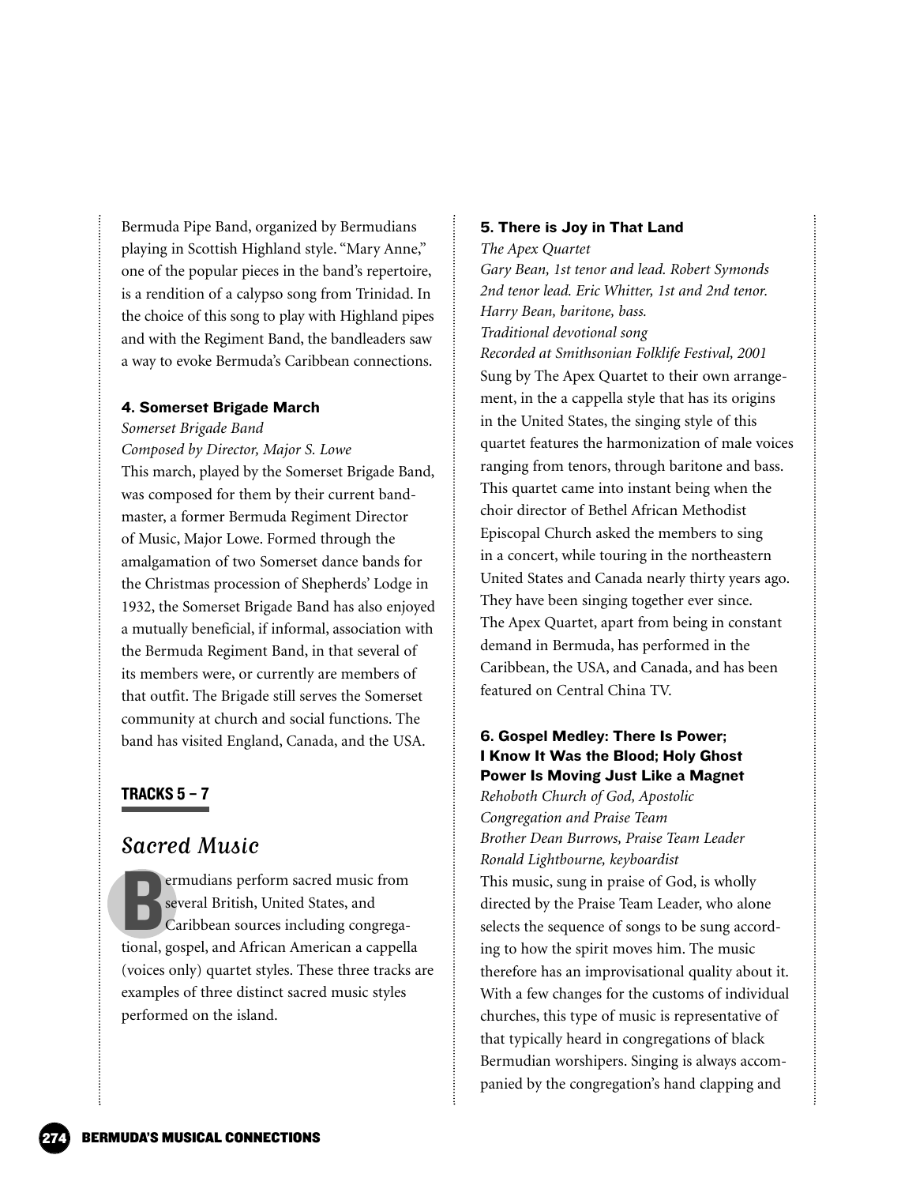Bermuda Pipe Band, organized by Bermudians playing in Scottish Highland style. "Mary Anne," one of the popular pieces in the band's repertoire, is a rendition of a calypso song from Trinidad. In the choice of this song to play with Highland pipes and with the Regiment Band, the bandleaders saw a way to evoke Bermuda's Caribbean connections.

### 4. Somerset Brigade March

*Somerset Brigade Band*
*Composed by Director, Major S. Lowe*

This march, played by the Somerset Brigade Band, was composed for them by their current bandmaster, a former Bermuda Regiment Director of Music, Major Lowe. Formed through the amalgamation of two Somerset dance bands for the Christmas procession of Shepherds' Lodge in 1932, the Somerset Brigade Band has also enjoyed a mutually beneficial, if informal, association with the Bermuda Regiment Band, in that several of its members were, or currently are members of that outfit. The Brigade still serves the Somerset community at church and social functions. The band has visited England, Canada, and the USA.

**TRACKS 5 – 7**

## Sacred Music

Bermudians perform sacred music from several British, United States, and Caribbean sources including congregational, gospel, and African American a cappella (voices only) quartet styles. These three tracks are examples of three distinct sacred music styles performed on the island.

### 5. There is Joy in That Land

*The Apex Quartet*
*Gary Bean, 1st tenor and lead. Robert Symonds 2nd tenor lead. Eric Whitter, 1st and 2nd tenor. Harry Bean, baritone, bass.*
*Traditional devotional song*
*Recorded at Smithsonian Folklife Festival, 2001*

Sung by The Apex Quartet to their own arrangement, in the a cappella style that has its origins in the United States, the singing style of this quartet features the harmonization of male voices ranging from tenors, through baritone and bass. This quartet came into instant being when the choir director of Bethel African Methodist Episcopal Church asked the members to sing in a concert, while touring in the northeastern United States and Canada nearly thirty years ago. They have been singing together ever since. The Apex Quartet, apart from being in constant demand in Bermuda, has performed in the Caribbean, the USA, and Canada, and has been featured on Central China TV.

### 6. Gospel Medley: There Is Power; I Know It Was the Blood; Holy Ghost Power Is Moving Just Like a Magnet

*Rehoboth Church of God, Apostolic*
*Congregation and Praise Team*
*Brother Dean Burrows, Praise Team Leader*
*Ronald Lightbourne, keyboardist*

This music, sung in praise of God, is wholly directed by the Praise Team Leader, who alone selects the sequence of songs to be sung according to how the spirit moves him. The music therefore has an improvisational quality about it. With a few changes for the customs of individual churches, this type of music is representative of that typically heard in congregations of black Bermudian worshipers. Singing is always accompanied by the congregation's hand clapping and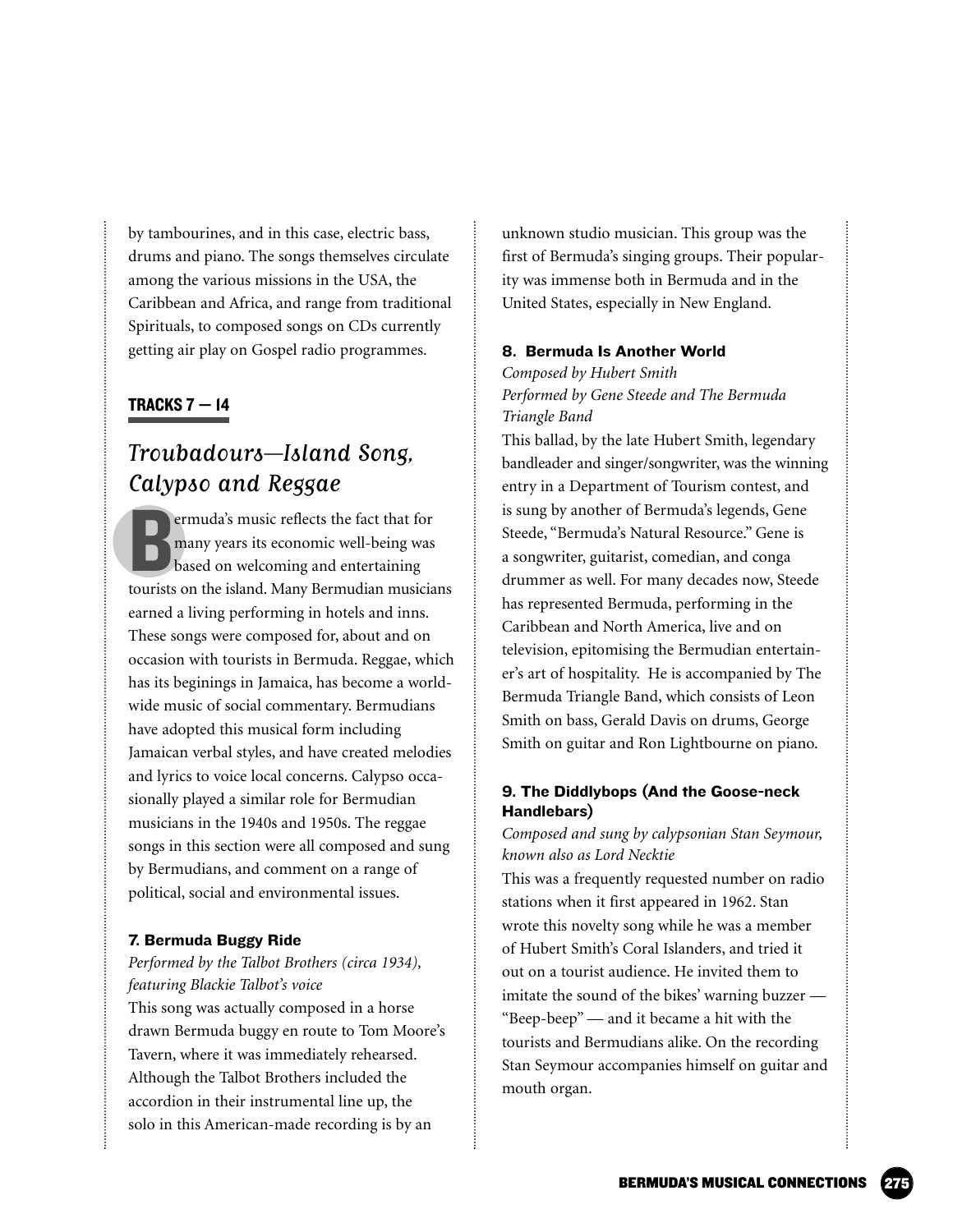by tambourines, and in this case, electric bass, drums and piano. The songs themselves circulate among the various missions in the USA, the Caribbean and Africa, and range from traditional Spirituals, to composed songs on CDs currently getting air play on Gospel radio programmes.

**TRACKS 7 — 14**

## *Troubadours—Island Song, Calypso and Reggae*

Bermuda's music reflects the fact that for many years its economic well-being was based on welcoming and entertaining tourists on the island. Many Bermudian musicians earned a living performing in hotels and inns. These songs were composed for, about and on occasion with tourists in Bermuda. Reggae, which has its beginings in Jamaica, has become a world-wide music of social commentary. Bermudians have adopted this musical form including Jamaican verbal styles, and have created melodies and lyrics to voice local concerns. Calypso occasionally played a similar role for Bermudian musicians in the 1940s and 1950s. The reggae songs in this section were all composed and sung by Bermudians, and comment on a range of political, social and environmental issues.

### 7. Bermuda Buggy Ride

*Performed by the Talbot Brothers (circa 1934), featuring Blackie Talbot's voice*

This song was actually composed in a horse drawn Bermuda buggy en route to Tom Moore's Tavern, where it was immediately rehearsed. Although the Talbot Brothers included the accordion in their instrumental line up, the solo in this American-made recording is by an unknown studio musician. This group was the first of Bermuda's singing groups. Their popularity was immense both in Bermuda and in the United States, especially in New England.

### 8. Bermuda Is Another World

*Composed by Hubert Smith*
*Performed by Gene Steede and The Bermuda Triangle Band*

This ballad, by the late Hubert Smith, legendary bandleader and singer/songwriter, was the winning entry in a Department of Tourism contest, and is sung by another of Bermuda's legends, Gene Steede, "Bermuda's Natural Resource." Gene is a songwriter, guitarist, comedian, and conga drummer as well. For many decades now, Steede has represented Bermuda, performing in the Caribbean and North America, live and on television, epitomising the Bermudian entertainer's art of hospitality. He is accompanied by The Bermuda Triangle Band, which consists of Leon Smith on bass, Gerald Davis on drums, George Smith on guitar and Ron Lightbourne on piano.

### 9. The Diddlybops (And the Goose-neck Handlebars)

*Composed and sung by calypsonian Stan Seymour, known also as Lord Necktie*

This was a frequently requested number on radio stations when it first appeared in 1962. Stan wrote this novelty song while he was a member of Hubert Smith's Coral Islanders, and tried it out on a tourist audience. He invited them to imitate the sound of the bikes' warning buzzer — "Beep-beep" — and it became a hit with the tourists and Bermudians alike. On the recording Stan Seymour accompanies himself on guitar and mouth organ.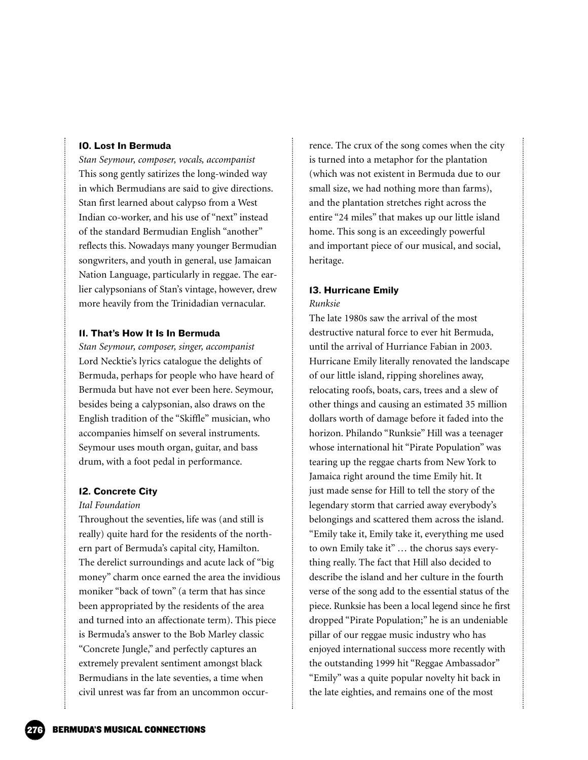### 10. Lost In Bermuda

*Stan Seymour, composer, vocals, accompanist*

This song gently satirizes the long-winded way in which Bermudians are said to give directions. Stan first learned about calypso from a West Indian co-worker, and his use of "next" instead of the standard Bermudian English "another" reflects this. Nowadays many younger Bermudian songwriters, and youth in general, use Jamaican Nation Language, particularly in reggae. The earlier calypsonians of Stan's vintage, however, drew more heavily from the Trinidadian vernacular.

### 11. That's How It Is In Bermuda

*Stan Seymour, composer, singer, accompanist*

Lord Necktie's lyrics catalogue the delights of Bermuda, perhaps for people who have heard of Bermuda but have not ever been here. Seymour, besides being a calypsonian, also draws on the English tradition of the "Skiffle" musician, who accompanies himself on several instruments. Seymour uses mouth organ, guitar, and bass drum, with a foot pedal in performance.

### 12. Concrete City

*Ital Foundation*

Throughout the seventies, life was (and still is really) quite hard for the residents of the northern part of Bermuda's capital city, Hamilton. The derelict surroundings and acute lack of "big money" charm once earned the area the invidious moniker "back of town" (a term that has since been appropriated by the residents of the area and turned into an affectionate term). This piece is Bermuda's answer to the Bob Marley classic "Concrete Jungle," and perfectly captures an extremely prevalent sentiment amongst black Bermudians in the late seventies, a time when civil unrest was far from an uncommon occurrence. The crux of the song comes when the city is turned into a metaphor for the plantation (which was not existent in Bermuda due to our small size, we had nothing more than farms), and the plantation stretches right across the entire "24 miles" that makes up our little island home. This song is an exceedingly powerful and important piece of our musical, and social, heritage.

### 13. Hurricane Emily

*Runksie*

The late 1980s saw the arrival of the most destructive natural force to ever hit Bermuda, until the arrival of Hurriance Fabian in 2003. Hurricane Emily literally renovated the landscape of our little island, ripping shorelines away, relocating roofs, boats, cars, trees and a slew of other things and causing an estimated 35 million dollars worth of damage before it faded into the horizon. Philando "Runksie" Hill was a teenager whose international hit "Pirate Population" was tearing up the reggae charts from New York to Jamaica right around the time Emily hit. It just made sense for Hill to tell the story of the legendary storm that carried away everybody's belongings and scattered them across the island. "Emily take it, Emily take it, everything me used to own Emily take it" … the chorus says everything really. The fact that Hill also decided to describe the island and her culture in the fourth verse of the song add to the essential status of the piece. Runksie has been a local legend since he first dropped "Pirate Population;" he is an undeniable pillar of our reggae music industry who has enjoyed international success more recently with the outstanding 1999 hit "Reggae Ambassador" "Emily" was a quite popular novelty hit back in the late eighties, and remains one of the most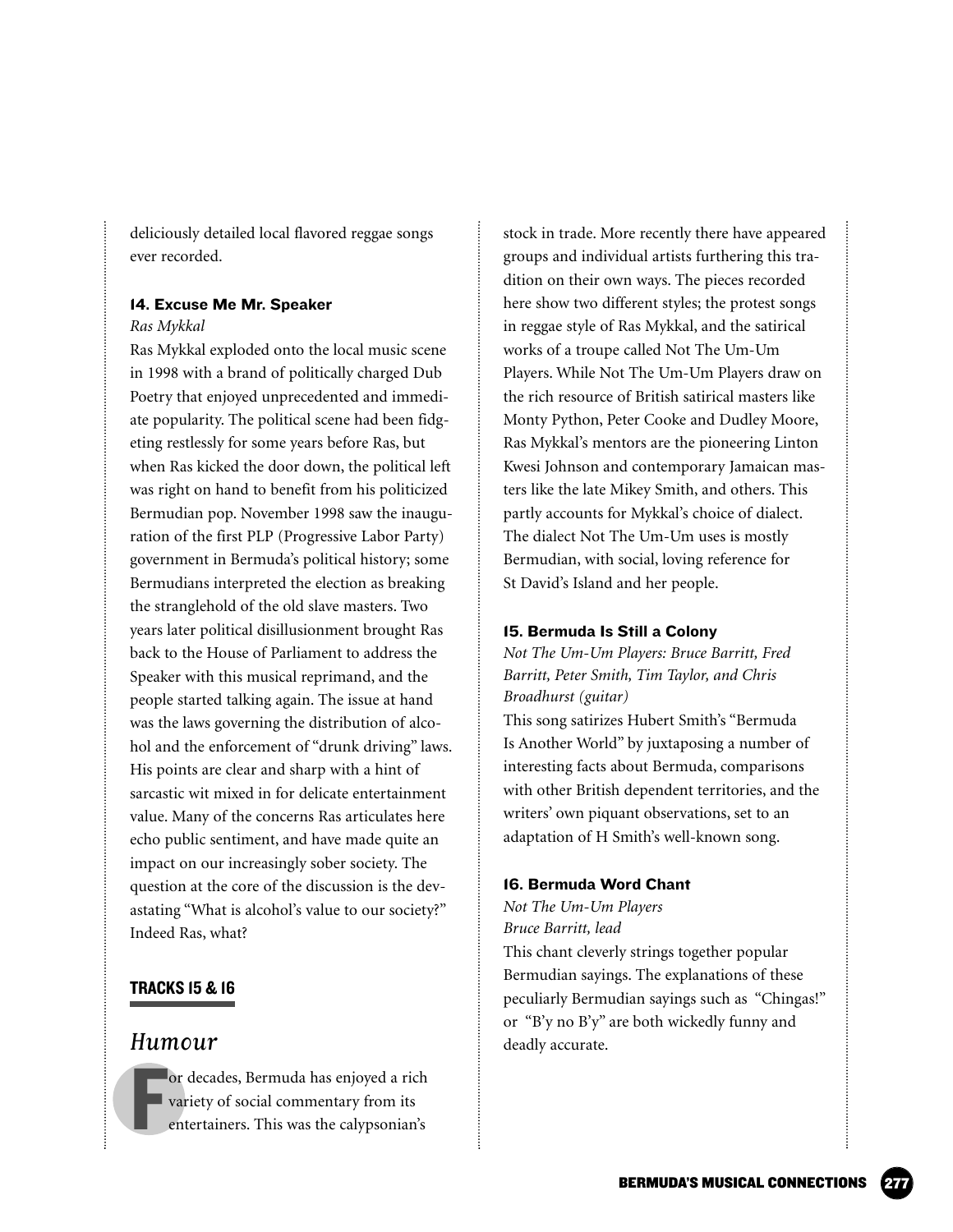deliciously detailed local flavored reggae songs ever recorded.

#### 14. Excuse Me Mr. Speaker

*Ras Mykkal*

Ras Mykkal exploded onto the local music scene in 1998 with a brand of politically charged Dub Poetry that enjoyed unprecedented and immediate popularity. The political scene had been fidgeting restlessly for some years before Ras, but when Ras kicked the door down, the political left was right on hand to benefit from his politicized Bermudian pop. November 1998 saw the inauguration of the first PLP (Progressive Labor Party) government in Bermuda's political history; some Bermudians interpreted the election as breaking the stranglehold of the old slave masters. Two years later political disillusionment brought Ras back to the House of Parliament to address the Speaker with this musical reprimand, and the people started talking again. The issue at hand was the laws governing the distribution of alcohol and the enforcement of "drunk driving" laws. His points are clear and sharp with a hint of sarcastic wit mixed in for delicate entertainment value. Many of the concerns Ras articulates here echo public sentiment, and have made quite an impact on our increasingly sober society. The question at the core of the discussion is the devastating "What is alcohol's value to our society?" Indeed Ras, what?

### TRACKS 15 & 16

## *Humour*

For decades, Bermuda has enjoyed a rich variety of social commentary from its entertainers. This was the calypsonian's stock in trade. More recently there have appeared groups and individual artists furthering this tradition on their own ways. The pieces recorded here show two different styles; the protest songs in reggae style of Ras Mykkal, and the satirical works of a troupe called Not The Um-Um Players. While Not The Um-Um Players draw on the rich resource of British satirical masters like Monty Python, Peter Cooke and Dudley Moore, Ras Mykkal's mentors are the pioneering Linton Kwesi Johnson and contemporary Jamaican masters like the late Mikey Smith, and others. This partly accounts for Mykkal's choice of dialect. The dialect Not The Um-Um uses is mostly Bermudian, with social, loving reference for St David's Island and her people.

#### 15. Bermuda Is Still a Colony

*Not The Um-Um Players: Bruce Barritt, Fred Barritt, Peter Smith, Tim Taylor, and Chris Broadhurst (guitar)*

This song satirizes Hubert Smith's "Bermuda Is Another World" by juxtaposing a number of interesting facts about Bermuda, comparisons with other British dependent territories, and the writers' own piquant observations, set to an adaptation of H Smith's well-known song.

#### 16. Bermuda Word Chant

*Not The Um-Um Players*
*Bruce Barritt, lead*

This chant cleverly strings together popular Bermudian sayings. The explanations of these peculiarly Bermudian sayings such as "Chingas!" or "B'y no B'y" are both wickedly funny and deadly accurate.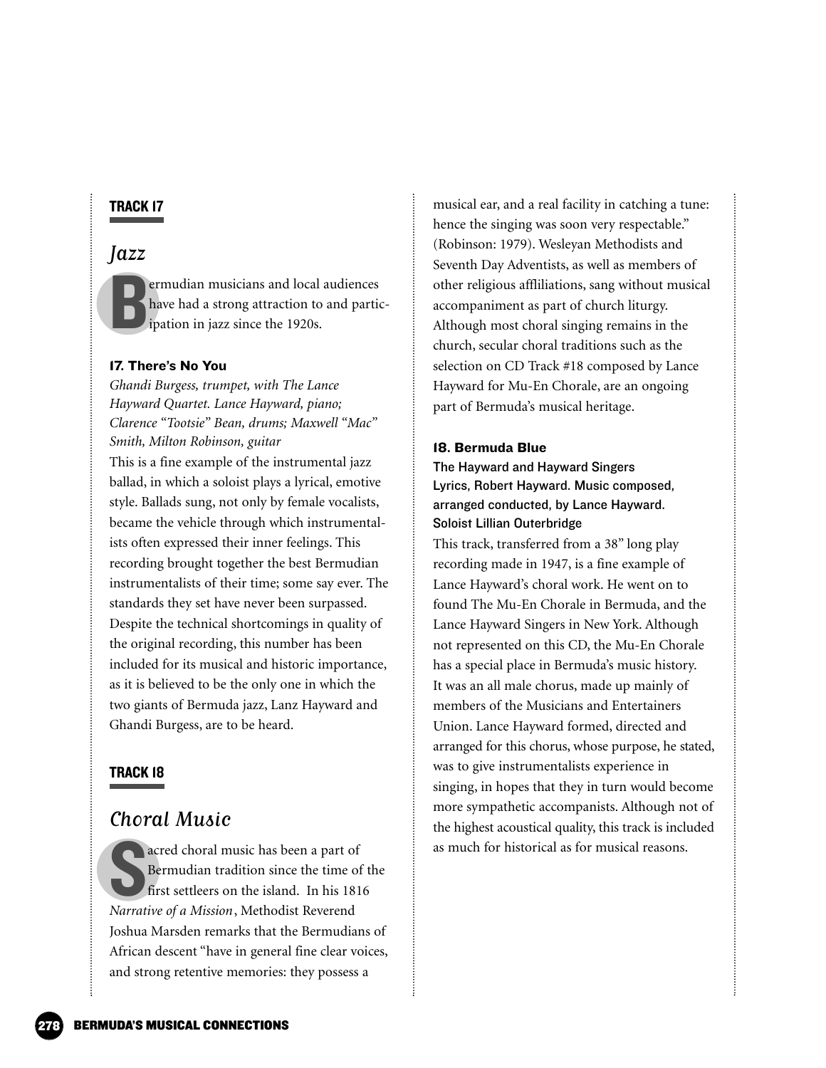## TRACK 17

### *Jazz*

Bermudian musicians and local audiences have had a strong attraction to and participation in jazz since the 1920s.

#### 17. There's No You

*Ghandi Burgess, trumpet, with The Lance Hayward Quartet. Lance Hayward, piano; Clarence "Tootsie" Bean, drums; Maxwell "Mac" Smith, Milton Robinson, guitar*

This is a fine example of the instrumental jazz ballad, in which a soloist plays a lyrical, emotive style. Ballads sung, not only by female vocalists, became the vehicle through which instrumentalists often expressed their inner feelings. This recording brought together the best Bermudian instrumentalists of their time; some say ever. The standards they set have never been surpassed. Despite the technical shortcomings in quality of the original recording, this number has been included for its musical and historic importance, as it is believed to be the only one in which the two giants of Bermuda jazz, Lanz Hayward and Ghandi Burgess, are to be heard.

## TRACK 18

### *Choral Music*

Sacred choral music has been a part of Bermudian tradition since the time of the first settleers on the island. In his 1816 *Narrative of a Mission*, Methodist Reverend Joshua Marsden remarks that the Bermudians of African descent "have in general fine clear voices, and strong retentive memories: they possess a musical ear, and a real facility in catching a tune: hence the singing was soon very respectable." (Robinson: 1979). Wesleyan Methodists and Seventh Day Adventists, as well as members of other religious afflliations, sang without musical accompaniment as part of church liturgy. Although most choral singing remains in the church, secular choral traditions such as the selection on CD Track #18 composed by Lance Hayward for Mu-En Chorale, are an ongoing part of Bermuda's musical heritage.

#### 18. Bermuda Blue

**The Hayward and Hayward Singers**
**Lyrics, Robert Hayward. Music composed, arranged conducted, by Lance Hayward.**
**Soloist Lillian Outerbridge**

This track, transferred from a 38" long play recording made in 1947, is a fine example of Lance Hayward's choral work. He went on to found The Mu-En Chorale in Bermuda, and the Lance Hayward Singers in New York. Although not represented on this CD, the Mu-En Chorale has a special place in Bermuda's music history. It was an all male chorus, made up mainly of members of the Musicians and Entertainers Union. Lance Hayward formed, directed and arranged for this chorus, whose purpose, he stated, was to give instrumentalists experience in singing, in hopes that they in turn would become more sympathetic accompanists. Although not of the highest acoustical quality, this track is included as much for historical as for musical reasons.